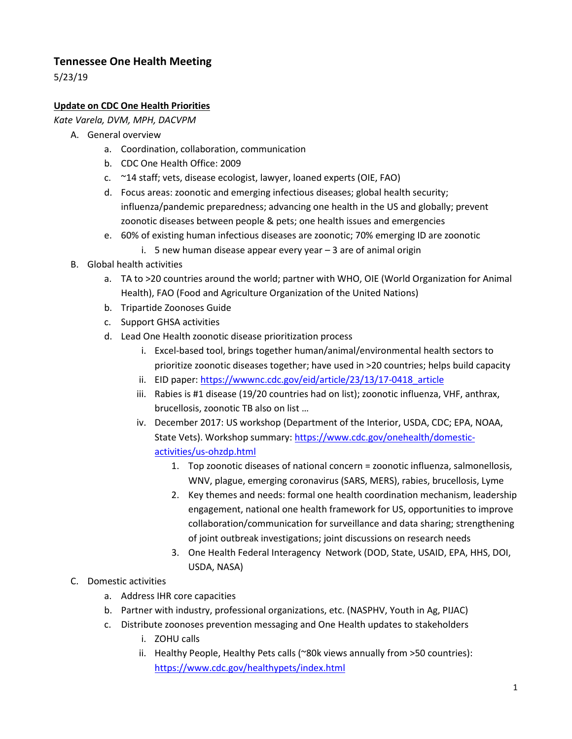# Tennessee One Health Meeting

5/23/19

**Update on CDC One Health Priorities**

*Kate Varela, DVM, MPH, DACVPM*

A. General overview
    a. Coordination, collaboration, communication
    b. CDC One Health Office: 2009
    c. ~14 staff; vets, disease ecologist, lawyer, loaned experts (OIE, FAO)
    d. Focus areas: zoonotic and emerging infectious diseases; global health security; influenza/pandemic preparedness; advancing one health in the US and globally; prevent zoonotic diseases between people & pets; one health issues and emergencies
    e. 60% of existing human infectious diseases are zoonotic; 70% emerging ID are zoonotic
        i. 5 new human disease appear every year – 3 are of animal origin
B. Global health activities
    a. TA to >20 countries around the world; partner with WHO, OIE (World Organization for Animal Health), FAO (Food and Agriculture Organization of the United Nations)
    b. Tripartide Zoonoses Guide
    c. Support GHSA activities
    d. Lead One Health zoonotic disease prioritization process
        i. Excel-based tool, brings together human/animal/environmental health sectors to prioritize zoonotic diseases together; have used in >20 countries; helps build capacity
        ii. EID paper: [https://wwwnc.cdc.gov/eid/article/23/13/17-0418_article](https://wwwnc.cdc.gov/eid/article/23/13/17-0418_article)
        iii. Rabies is #1 disease (19/20 countries had on list); zoonotic influenza, VHF, anthrax, brucellosis, zoonotic TB also on list …
        iv. December 2017: US workshop (Department of the Interior, USDA, CDC; EPA, NOAA, State Vets). Workshop summary: [https://www.cdc.gov/onehealth/domestic-activities/us-ohzdp.html](https://www.cdc.gov/onehealth/domestic-activities/us-ohzdp.html)
            1. Top zoonotic diseases of national concern = zoonotic influenza, salmonellosis, WNV, plague, emerging coronavirus (SARS, MERS), rabies, brucellosis, Lyme
            2. Key themes and needs: formal one health coordination mechanism, leadership engagement, national one health framework for US, opportunities to improve collaboration/communication for surveillance and data sharing; strengthening of joint outbreak investigations; joint discussions on research needs
            3. One Health Federal Interagency Network (DOD, State, USAID, EPA, HHS, DOI, USDA, NASA)
C. Domestic activities
    a. Address IHR core capacities
    b. Partner with industry, professional organizations, etc. (NASPHV, Youth in Ag, PIJAC)
    c. Distribute zoonoses prevention messaging and One Health updates to stakeholders
        i. ZOHU calls
        ii. Healthy People, Healthy Pets calls (~80k views annually from >50 countries): [https://www.cdc.gov/healthypets/index.html](https://www.cdc.gov/healthypets/index.html)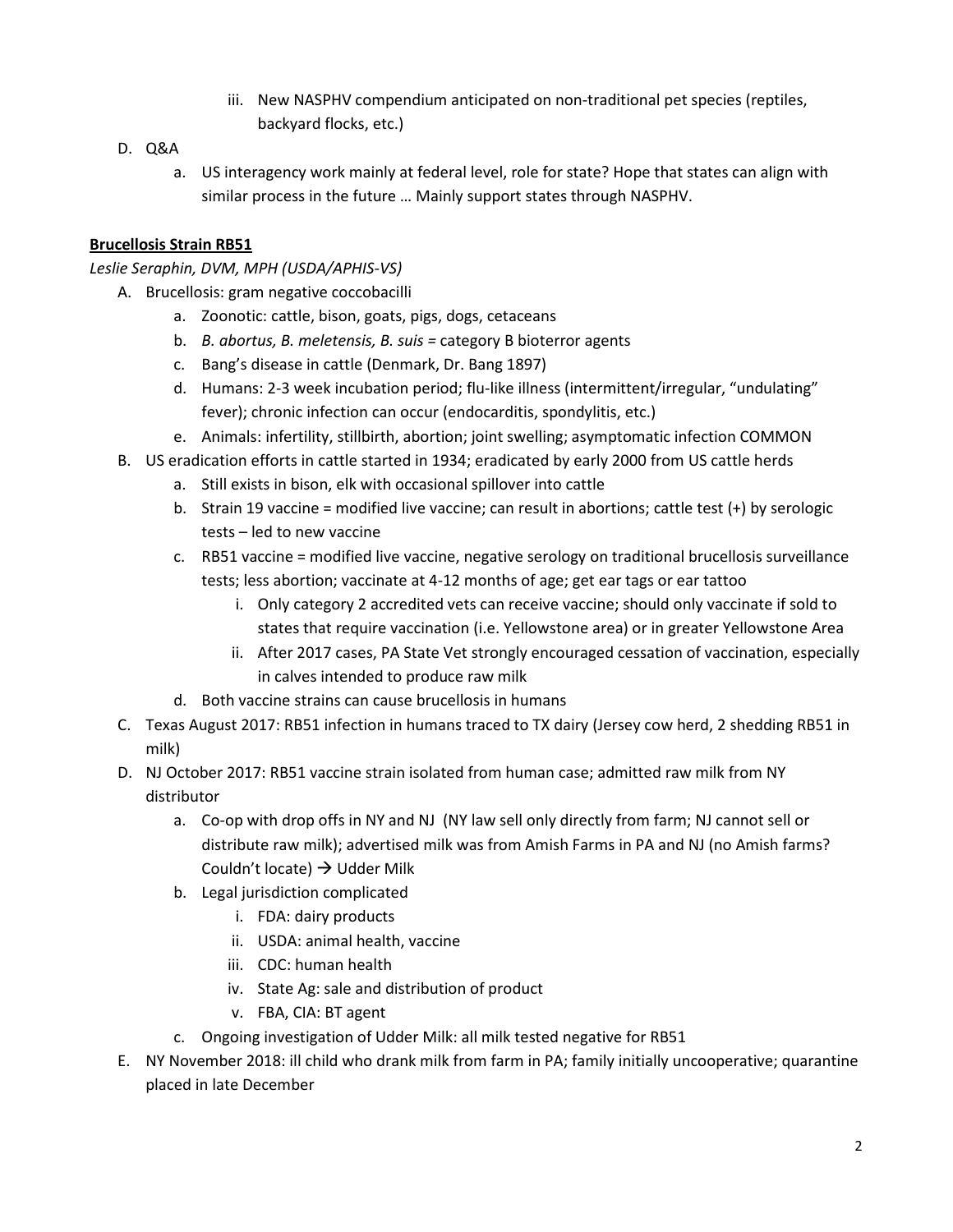iii. New NASPHV compendium anticipated on non-traditional pet species (reptiles, backyard flocks, etc.)

D. Q&A
    a. US interagency work mainly at federal level, role for state? Hope that states can align with similar process in the future … Mainly support states through NASPHV.

**<u>Brucellosis Strain RB51</u>**

*Leslie Seraphin, DVM, MPH (USDA/APHIS-VS)*

A. Brucellosis: gram negative coccobacilli
    a. Zoonotic: cattle, bison, goats, pigs, dogs, cetaceans
    b. *B. abortus, B. meletensis, B. suis* = category B bioterror agents
    c. Bang's disease in cattle (Denmark, Dr. Bang 1897)
    d. Humans: 2-3 week incubation period; flu-like illness (intermittent/irregular, "undulating" fever); chronic infection can occur (endocarditis, spondylitis, etc.)
    e. Animals: infertility, stillbirth, abortion; joint swelling; asymptomatic infection COMMON
B. US eradication efforts in cattle started in 1934; eradicated by early 2000 from US cattle herds
    a. Still exists in bison, elk with occasional spillover into cattle
    b. Strain 19 vaccine = modified live vaccine; can result in abortions; cattle test (+) by serologic tests – led to new vaccine
    c. RB51 vaccine = modified live vaccine, negative serology on traditional brucellosis surveillance tests; less abortion; vaccinate at 4-12 months of age; get ear tags or ear tattoo
        i. Only category 2 accredited vets can receive vaccine; should only vaccinate if sold to states that require vaccination (i.e. Yellowstone area) or in greater Yellowstone Area
        ii. After 2017 cases, PA State Vet strongly encouraged cessation of vaccination, especially in calves intended to produce raw milk
    d. Both vaccine strains can cause brucellosis in humans
C. Texas August 2017: RB51 infection in humans traced to TX dairy (Jersey cow herd, 2 shedding RB51 in milk)
D. NJ October 2017: RB51 vaccine strain isolated from human case; admitted raw milk from NY distributor
    a. Co-op with drop offs in NY and NJ (NY law sell only directly from farm; NJ cannot sell or distribute raw milk); advertised milk was from Amish Farms in PA and NJ (no Amish farms? Couldn't locate) → Udder Milk
    b. Legal jurisdiction complicated
        i. FDA: dairy products
        ii. USDA: animal health, vaccine
        iii. CDC: human health
        iv. State Ag: sale and distribution of product
        v. FBA, CIA: BT agent
    c. Ongoing investigation of Udder Milk: all milk tested negative for RB51
E. NY November 2018: ill child who drank milk from farm in PA; family initially uncooperative; quarantine placed in late December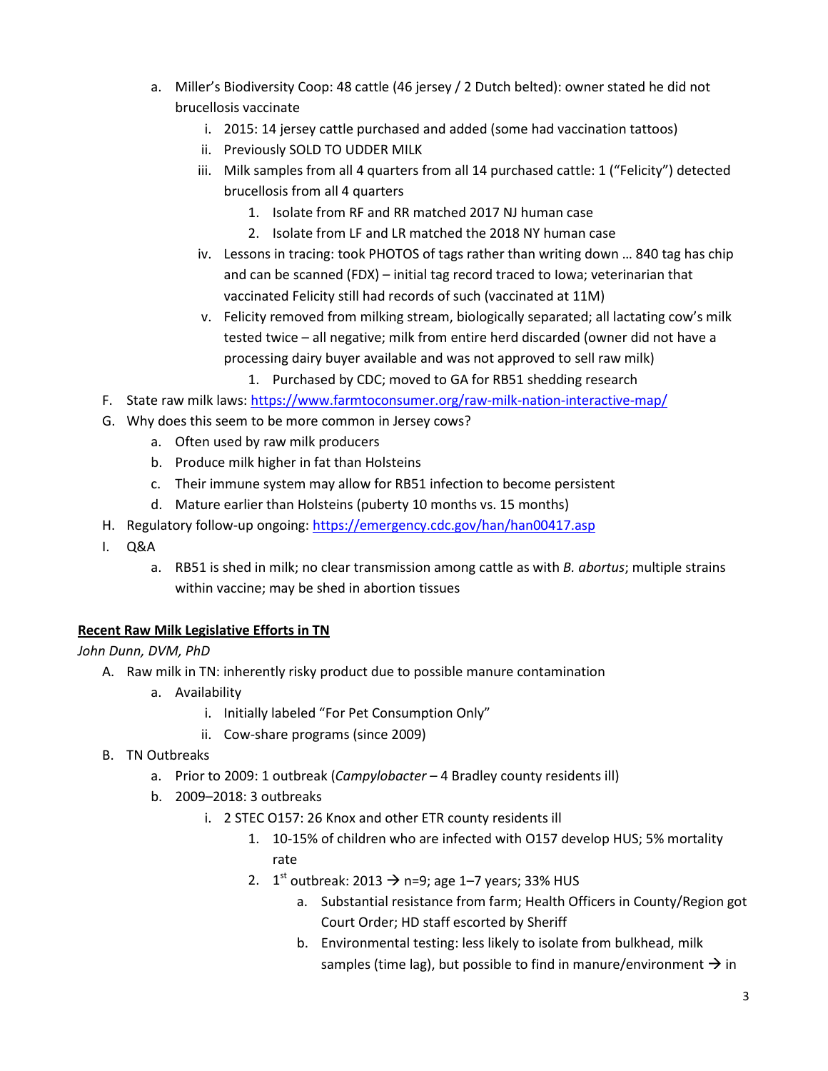a. Miller's Biodiversity Coop: 48 cattle (46 jersey / 2 Dutch belted): owner stated he did not brucellosis vaccinate
      i. 2015: 14 jersey cattle purchased and added (some had vaccination tattoos)
      ii. Previously SOLD TO UDDER MILK
      iii. Milk samples from all 4 quarters from all 14 purchased cattle: 1 ("Felicity") detected brucellosis from all 4 quarters
         1. Isolate from RF and RR matched 2017 NJ human case
         2. Isolate from LF and LR matched the 2018 NY human case
      iv. Lessons in tracing: took PHOTOS of tags rather than writing down … 840 tag has chip and can be scanned (FDX) – initial tag record traced to Iowa; veterinarian that vaccinated Felicity still had records of such (vaccinated at 11M)
      v. Felicity removed from milking stream, biologically separated; all lactating cow's milk tested twice – all negative; milk from entire herd discarded (owner did not have a processing dairy buyer available and was not approved to sell raw milk)
         1. Purchased by CDC; moved to GA for RB51 shedding research

F. State raw milk laws: https://www.farmtoconsumer.org/raw-milk-nation-interactive-map/

G. Why does this seem to be more common in Jersey cows?
   a. Often used by raw milk producers
   b. Produce milk higher in fat than Holsteins
   c. Their immune system may allow for RB51 infection to become persistent
   d. Mature earlier than Holsteins (puberty 10 months vs. 15 months)

H. Regulatory follow-up ongoing: https://emergency.cdc.gov/han/han00417.asp

I. Q&A
   a. RB51 is shed in milk; no clear transmission among cattle as with *B. abortus*; multiple strains within vaccine; may be shed in abortion tissues

**Recent Raw Milk Legislative Efforts in TN**

*John Dunn, DVM, PhD*

A. Raw milk in TN: inherently risky product due to possible manure contamination
   a. Availability
      i. Initially labeled "For Pet Consumption Only"
      ii. Cow-share programs (since 2009)

B. TN Outbreaks
   a. Prior to 2009: 1 outbreak (*Campylobacter* – 4 Bradley county residents ill)
   b. 2009–2018: 3 outbreaks
      i. 2 STEC O157: 26 Knox and other ETR county residents ill
         1. 10-15% of children who are infected with O157 develop HUS; 5% mortality rate
         2. 1st outbreak: 2013 → n=9; age 1–7 years; 33% HUS
            a. Substantial resistance from farm; Health Officers in County/Region got Court Order; HD staff escorted by Sheriff
            b. Environmental testing: less likely to isolate from bulkhead, milk samples (time lag), but possible to find in manure/environment → in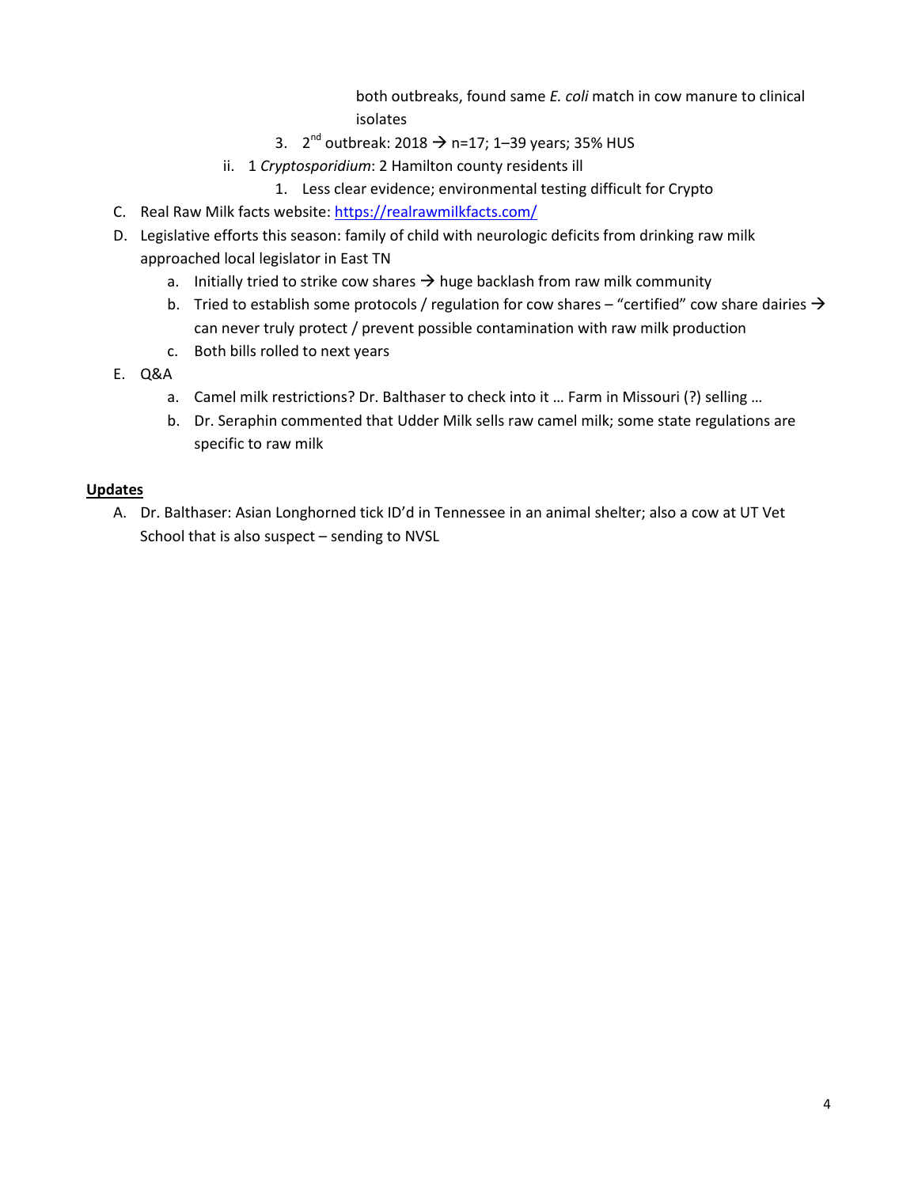both outbreaks, found same *E. coli* match in cow manure to clinical isolates

3. 2nd outbreak: 2018 → n=17; 1–39 years; 35% HUS

ii. 1 *Cryptosporidium*: 2 Hamilton county residents ill

1. Less clear evidence; environmental testing difficult for Crypto

C. Real Raw Milk facts website: [https://realrawmilkfacts.com/](https://realrawmilkfacts.com/)

D. Legislative efforts this season: family of child with neurologic deficits from drinking raw milk approached local legislator in East TN

a. Initially tried to strike cow shares → huge backlash from raw milk community

b. Tried to establish some protocols / regulation for cow shares – "certified" cow share dairies → can never truly protect / prevent possible contamination with raw milk production

c. Both bills rolled to next years

E. Q&A

a. Camel milk restrictions? Dr. Balthaser to check into it … Farm in Missouri (?) selling …

b. Dr. Seraphin commented that Udder Milk sells raw camel milk; some state regulations are specific to raw milk

**<u>Updates</u>**

A. Dr. Balthaser: Asian Longhorned tick ID'd in Tennessee in an animal shelter; also a cow at UT Vet School that is also suspect – sending to NVSL